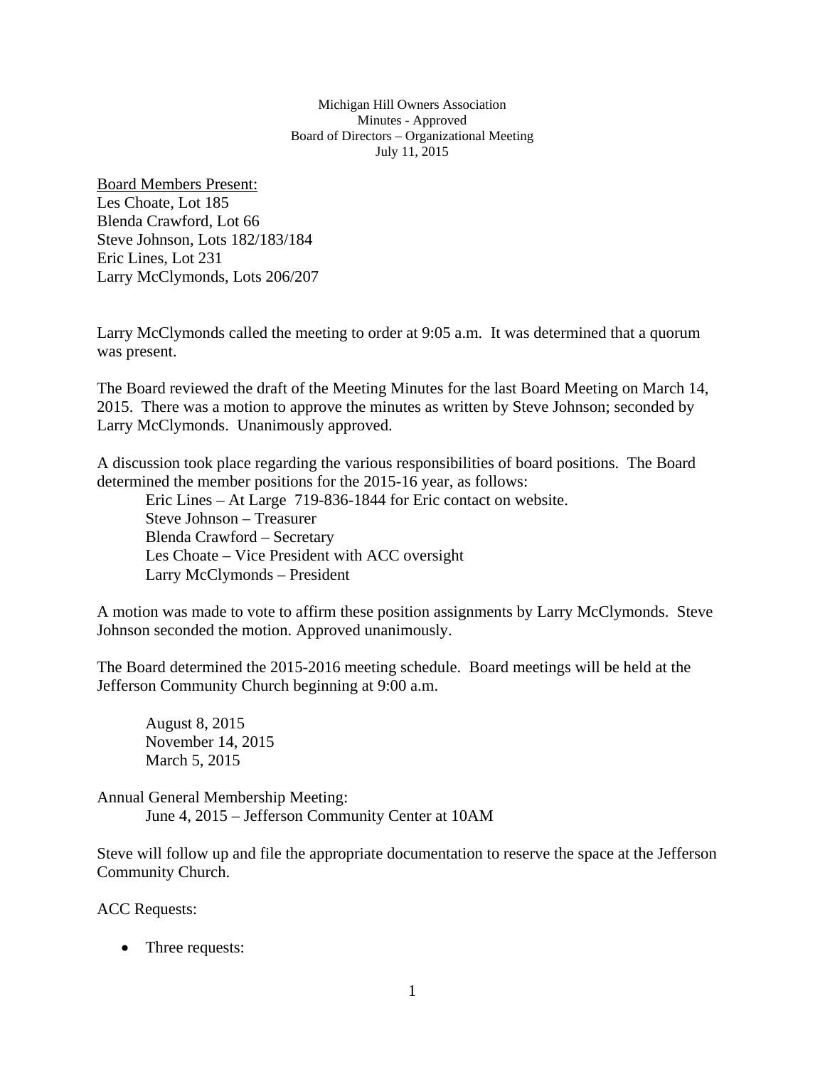Michigan Hill Owners Association
Minutes - Approved
Board of Directors – Organizational Meeting
July 11, 2015

Board Members Present:
Les Choate, Lot 185
Blenda Crawford, Lot 66
Steve Johnson, Lots 182/183/184
Eric Lines, Lot 231
Larry McClymonds, Lots 206/207

Larry McClymonds called the meeting to order at 9:05 a.m. It was determined that a quorum was present.

The Board reviewed the draft of the Meeting Minutes for the last Board Meeting on March 14, 2015. There was a motion to approve the minutes as written by Steve Johnson; seconded by Larry McClymonds. Unanimously approved.

A discussion took place regarding the various responsibilities of board positions. The Board determined the member positions for the 2015-16 year, as follows:

Eric Lines – At Large 719-836-1844 for Eric contact on website.
Steve Johnson – Treasurer
Blenda Crawford – Secretary
Les Choate – Vice President with ACC oversight
Larry McClymonds – President

A motion was made to vote to affirm these position assignments by Larry McClymonds. Steve Johnson seconded the motion. Approved unanimously.

The Board determined the 2015-2016 meeting schedule. Board meetings will be held at the Jefferson Community Church beginning at 9:00 a.m.

August 8, 2015
November 14, 2015
March 5, 2015

Annual General Membership Meeting:
June 4, 2015 – Jefferson Community Center at 10AM

Steve will follow up and file the appropriate documentation to reserve the space at the Jefferson Community Church.

ACC Requests:

- Three requests: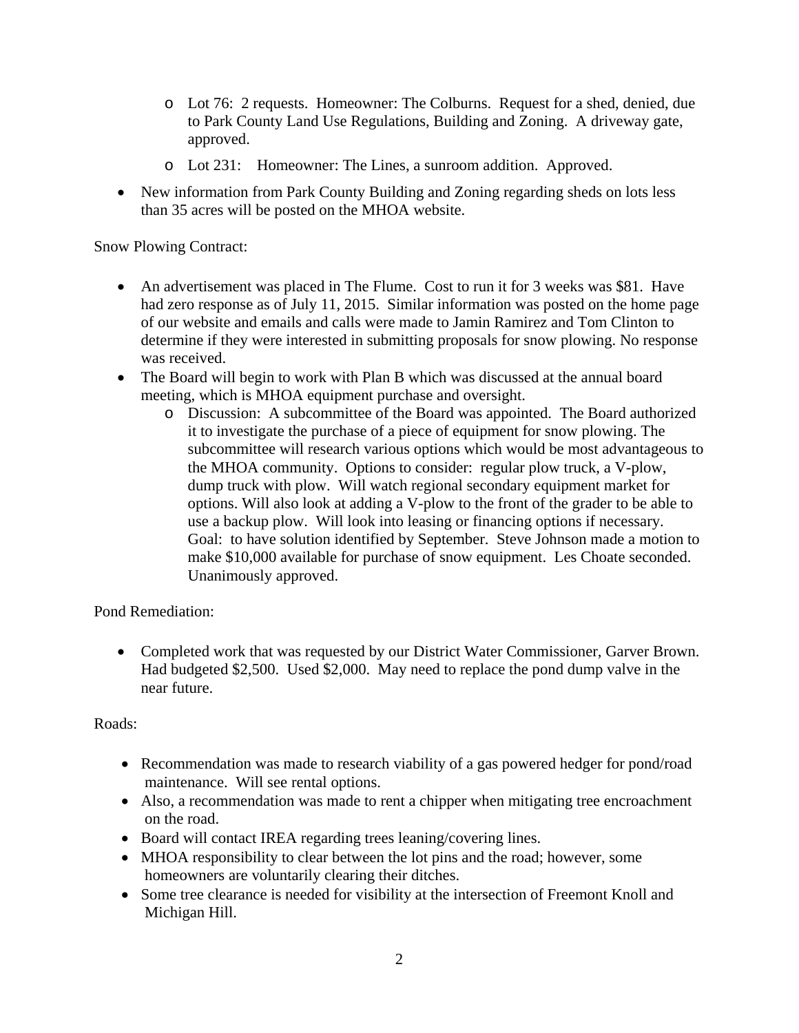- Lot 76: 2 requests. Homeowner: The Colburns. Request for a shed, denied, due to Park County Land Use Regulations, Building and Zoning. A driveway gate, approved.
  - Lot 231: Homeowner: The Lines, a sunroom addition. Approved.
- New information from Park County Building and Zoning regarding sheds on lots less than 35 acres will be posted on the MHOA website.

Snow Plowing Contract:

- An advertisement was placed in The Flume. Cost to run it for 3 weeks was $81. Have had zero response as of July 11, 2015. Similar information was posted on the home page of our website and emails and calls were made to Jamin Ramirez and Tom Clinton to determine if they were interested in submitting proposals for snow plowing. No response was received.
- The Board will begin to work with Plan B which was discussed at the annual board meeting, which is MHOA equipment purchase and oversight.
  - Discussion: A subcommittee of the Board was appointed. The Board authorized it to investigate the purchase of a piece of equipment for snow plowing. The subcommittee will research various options which would be most advantageous to the MHOA community. Options to consider: regular plow truck, a V-plow, dump truck with plow. Will watch regional secondary equipment market for options. Will also look at adding a V-plow to the front of the grader to be able to use a backup plow. Will look into leasing or financing options if necessary. Goal: to have solution identified by September. Steve Johnson made a motion to make $10,000 available for purchase of snow equipment. Les Choate seconded. Unanimously approved.

Pond Remediation:

- Completed work that was requested by our District Water Commissioner, Garver Brown. Had budgeted $2,500. Used $2,000. May need to replace the pond dump valve in the near future.

Roads:

- Recommendation was made to research viability of a gas powered hedger for pond/road maintenance. Will see rental options.
- Also, a recommendation was made to rent a chipper when mitigating tree encroachment on the road.
- Board will contact IREA regarding trees leaning/covering lines.
- MHOA responsibility to clear between the lot pins and the road; however, some homeowners are voluntarily clearing their ditches.
- Some tree clearance is needed for visibility at the intersection of Freemont Knoll and Michigan Hill.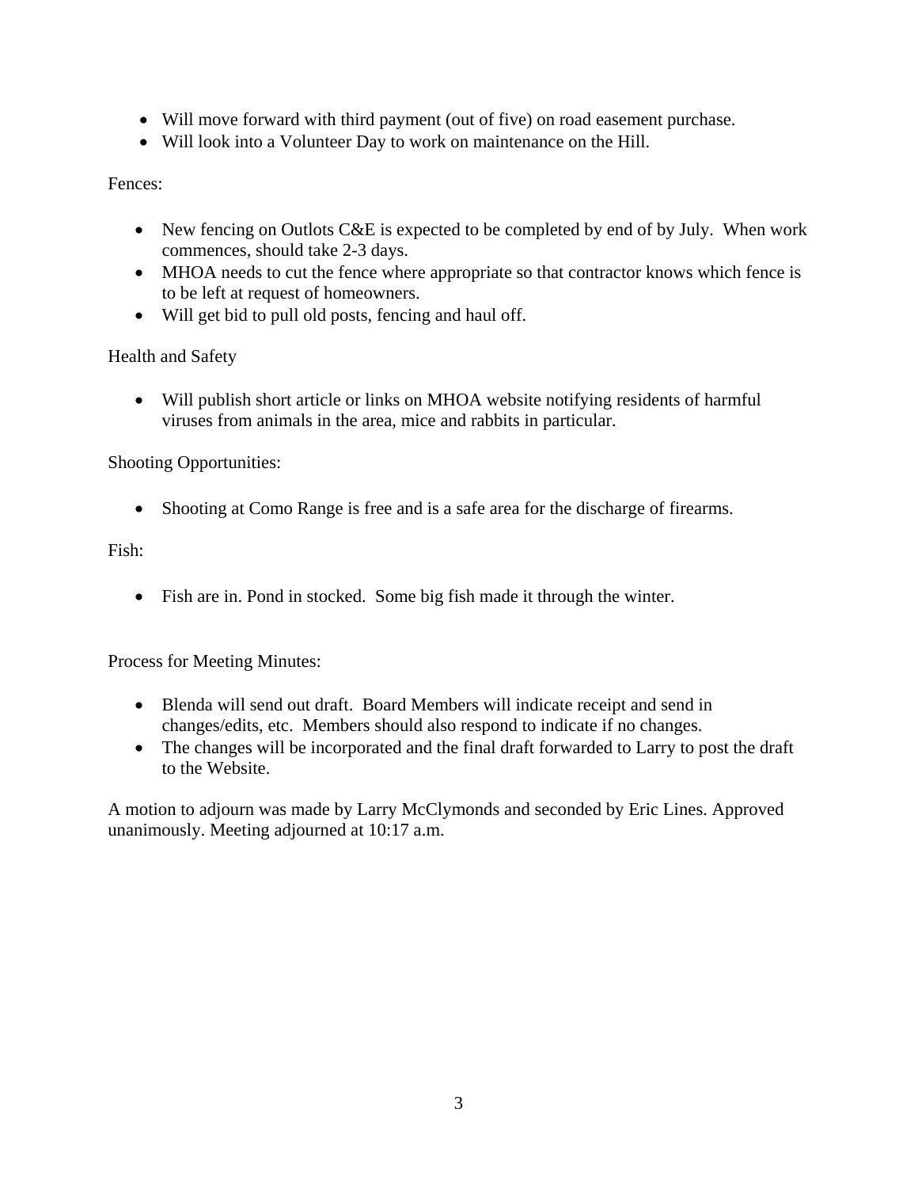- Will move forward with third payment (out of five) on road easement purchase.
- Will look into a Volunteer Day to work on maintenance on the Hill.

Fences:

- New fencing on Outlots C&E is expected to be completed by end of by July. When work commences, should take 2-3 days.
- MHOA needs to cut the fence where appropriate so that contractor knows which fence is to be left at request of homeowners.
- Will get bid to pull old posts, fencing and haul off.

Health and Safety

- Will publish short article or links on MHOA website notifying residents of harmful viruses from animals in the area, mice and rabbits in particular.

Shooting Opportunities:

- Shooting at Como Range is free and is a safe area for the discharge of firearms.

Fish:

- Fish are in. Pond in stocked. Some big fish made it through the winter.

Process for Meeting Minutes:

- Blenda will send out draft. Board Members will indicate receipt and send in changes/edits, etc. Members should also respond to indicate if no changes.
- The changes will be incorporated and the final draft forwarded to Larry to post the draft to the Website.

A motion to adjourn was made by Larry McClymonds and seconded by Eric Lines. Approved unanimously. Meeting adjourned at 10:17 a.m.